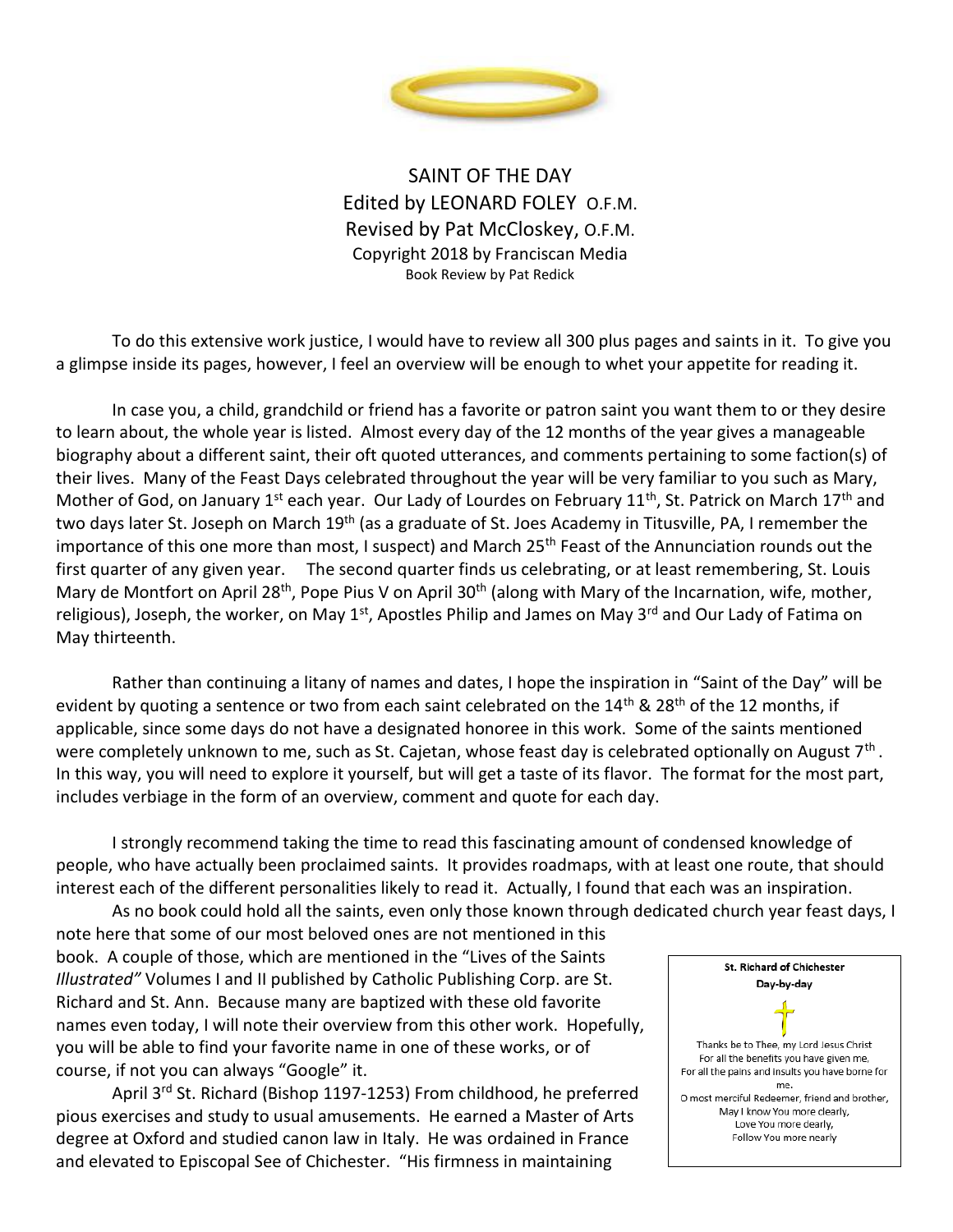# SAINT OF THE DAY

Edited by LEONARD FOLEY O.F.M.
Revised by Pat McCloskey, O.F.M.
Copyright 2018 by Franciscan Media
Book Review by Pat Redick

To do this extensive work justice, I would have to review all 300 plus pages and saints in it. To give you a glimpse inside its pages, however, I feel an overview will be enough to whet your appetite for reading it.

In case you, a child, grandchild or friend has a favorite or patron saint you want them to or they desire to learn about, the whole year is listed. Almost every day of the 12 months of the year gives a manageable biography about a different saint, their oft quoted utterances, and comments pertaining to some faction(s) of their lives. Many of the Feast Days celebrated throughout the year will be very familiar to you such as Mary, Mother of God, on January 1st each year. Our Lady of Lourdes on February 11th, St. Patrick on March 17th and two days later St. Joseph on March 19th (as a graduate of St. Joes Academy in Titusville, PA, I remember the importance of this one more than most, I suspect) and March 25th Feast of the Annunciation rounds out the first quarter of any given year. The second quarter finds us celebrating, or at least remembering, St. Louis Mary de Montfort on April 28th, Pope Pius V on April 30th (along with Mary of the Incarnation, wife, mother, religious), Joseph, the worker, on May 1st, Apostles Philip and James on May 3rd and Our Lady of Fatima on May thirteenth.

Rather than continuing a litany of names and dates, I hope the inspiration in "Saint of the Day" will be evident by quoting a sentence or two from each saint celebrated on the 14th & 28th of the 12 months, if applicable, since some days do not have a designated honoree in this work. Some of the saints mentioned were completely unknown to me, such as St. Cajetan, whose feast day is celebrated optionally on August 7th. In this way, you will need to explore it yourself, but will get a taste of its flavor. The format for the most part, includes verbiage in the form of an overview, comment and quote for each day.

I strongly recommend taking the time to read this fascinating amount of condensed knowledge of people, who have actually been proclaimed saints. It provides roadmaps, with at least one route, that should interest each of the different personalities likely to read it. Actually, I found that each was an inspiration.

As no book could hold all the saints, even only those known through dedicated church year feast days, I note here that some of our most beloved ones are not mentioned in this book. A couple of those, which are mentioned in the "Lives of the Saints *Illustrated"* Volumes I and II published by Catholic Publishing Corp. are St. Richard and St. Ann. Because many are baptized with these old favorite names even today, I will note their overview from this other work. Hopefully, you will be able to find your favorite name in one of these works, or of course, if not you can always "Google" it.

> **St. Richard of Chichester**
> **Day-by-day**
>
> Thanks be to Thee, my Lord Jesus Christ
> For all the benefits you have given me,
> For all the pains and insults you have borne for me.
> O most merciful Redeemer, friend and brother,
> May I know You more clearly,
> Love You more dearly,
> Follow You more nearly

April 3rd St. Richard (Bishop 1197-1253) From childhood, he preferred pious exercises and study to usual amusements. He earned a Master of Arts degree at Oxford and studied canon law in Italy. He was ordained in France and elevated to Episcopal See of Chichester. "His firmness in maintaining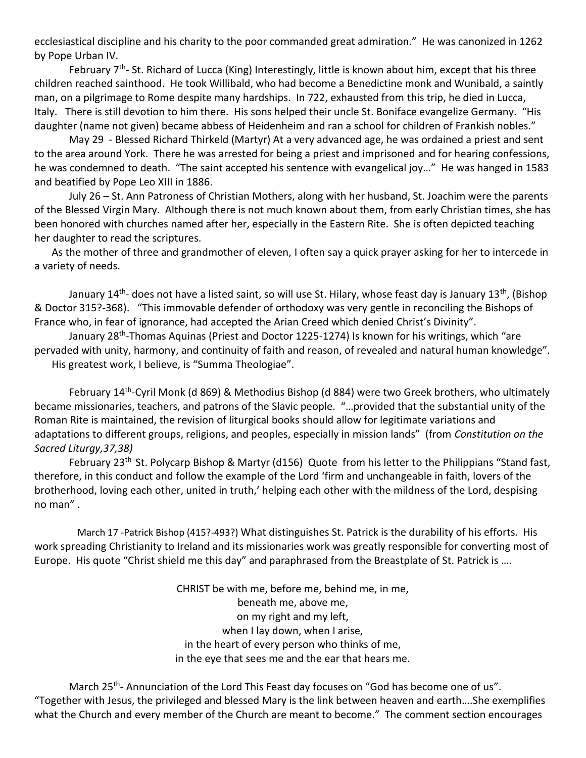ecclesiastical discipline and his charity to the poor commanded great admiration." He was canonized in 1262 by Pope Urban IV.

February 7th- St. Richard of Lucca (King) Interestingly, little is known about him, except that his three children reached sainthood. He took Willibald, who had become a Benedictine monk and Wunibald, a saintly man, on a pilgrimage to Rome despite many hardships. In 722, exhausted from this trip, he died in Lucca, Italy. There is still devotion to him there. His sons helped their uncle St. Boniface evangelize Germany. "His daughter (name not given) became abbess of Heidenheim and ran a school for children of Frankish nobles."

May 29 - Blessed Richard Thirkeld (Martyr) At a very advanced age, he was ordained a priest and sent to the area around York. There he was arrested for being a priest and imprisoned and for hearing confessions, he was condemned to death. "The saint accepted his sentence with evangelical joy…" He was hanged in 1583 and beatified by Pope Leo XIII in 1886.

July 26 – St. Ann Patroness of Christian Mothers, along with her husband, St. Joachim were the parents of the Blessed Virgin Mary. Although there is not much known about them, from early Christian times, she has been honored with churches named after her, especially in the Eastern Rite. She is often depicted teaching her daughter to read the scriptures.

As the mother of three and grandmother of eleven, I often say a quick prayer asking for her to intercede in a variety of needs.

January 14th- does not have a listed saint, so will use St. Hilary, whose feast day is January 13th, (Bishop & Doctor 315?-368). "This immovable defender of orthodoxy was very gentle in reconciling the Bishops of France who, in fear of ignorance, had accepted the Arian Creed which denied Christ's Divinity".

January 28th-Thomas Aquinas (Priest and Doctor 1225-1274) Is known for his writings, which "are pervaded with unity, harmony, and continuity of faith and reason, of revealed and natural human knowledge". His greatest work, I believe, is "Summa Theologiae".

February 14th-Cyril Monk (d 869) & Methodius Bishop (d 884) were two Greek brothers, who ultimately became missionaries, teachers, and patrons of the Slavic people. "…provided that the substantial unity of the Roman Rite is maintained, the revision of liturgical books should allow for legitimate variations and adaptations to different groups, religions, and peoples, especially in mission lands" (from *Constitution on the Sacred Liturgy,37,38)*

February 23rd -St. Polycarp Bishop & Martyr (d156) Quote from his letter to the Philippians "Stand fast, therefore, in this conduct and follow the example of the Lord 'firm and unchangeable in faith, lovers of the brotherhood, loving each other, united in truth,' helping each other with the mildness of the Lord, despising no man" .

March 17 -Patrick Bishop (415?-493?) What distinguishes St. Patrick is the durability of his efforts. His work spreading Christianity to Ireland and its missionaries work was greatly responsible for converting most of Europe. His quote "Christ shield me this day" and paraphrased from the Breastplate of St. Patrick is ….

CHRIST be with me, before me, behind me, in me,
beneath me, above me,
on my right and my left,
when I lay down, when I arise,
in the heart of every person who thinks of me,
in the eye that sees me and the ear that hears me.

March 25th- Annunciation of the Lord This Feast day focuses on "God has become one of us". "Together with Jesus, the privileged and blessed Mary is the link between heaven and earth….She exemplifies what the Church and every member of the Church are meant to become." The comment section encourages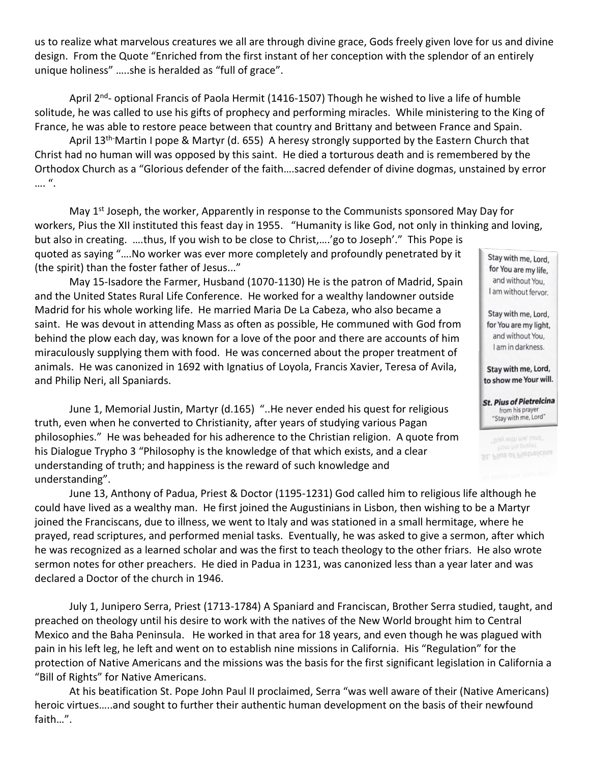us to realize what marvelous creatures we all are through divine grace, Gods freely given love for us and divine design. From the Quote "Enriched from the first instant of her conception with the splendor of an entirely unique holiness" …..she is heralded as "full of grace".

April 2nd- optional Francis of Paola Hermit (1416-1507) Though he wished to live a life of humble solitude, he was called to use his gifts of prophecy and performing miracles. While ministering to the King of France, he was able to restore peace between that country and Brittany and between France and Spain.

April 13th-Martin I pope & Martyr (d. 655) A heresy strongly supported by the Eastern Church that Christ had no human will was opposed by this saint. He died a torturous death and is remembered by the Orthodox Church as a "Glorious defender of the faith….sacred defender of divine dogmas, unstained by error …. ".

May 1st Joseph, the worker, Apparently in response to the Communists sponsored May Day for workers, Pius the XII instituted this feast day in 1955. "Humanity is like God, not only in thinking and loving, but also in creating. ….thus, If you wish to be close to Christ,….'go to Joseph'." This Pope is quoted as saying "….No worker was ever more completely and profoundly penetrated by it (the spirit) than the foster father of Jesus..."

May 15-Isadore the Farmer, Husband (1070-1130) He is the patron of Madrid, Spain and the United States Rural Life Conference. He worked for a wealthy landowner outside Madrid for his whole working life. He married Maria De La Cabeza, who also became a saint. He was devout in attending Mass as often as possible, He communed with God from behind the plow each day, was known for a love of the poor and there are accounts of him miraculously supplying them with food. He was concerned about the proper treatment of animals. He was canonized in 1692 with Ignatius of Loyola, Francis Xavier, Teresa of Avila, and Philip Neri, all Spaniards.

> Stay with me, Lord,
> for You are my life,
> and without You,
> I am without fervor.
>
> Stay with me, Lord,
> for You are my light,
> and without You,
> I am in darkness.
>
> **Stay with me, Lord,**
> **to show me Your will.**
>
> ***St. Pius of Pietrelcina***
> from his prayer
> "Stay with me, Lord"

June 1, Memorial Justin, Martyr (d.165) "..He never ended his quest for religious truth, even when he converted to Christianity, after years of studying various Pagan philosophies." He was beheaded for his adherence to the Christian religion. A quote from his Dialogue Trypho 3 "Philosophy is the knowledge of that which exists, and a clear understanding of truth; and happiness is the reward of such knowledge and understanding".

June 13, Anthony of Padua, Priest & Doctor (1195-1231) God called him to religious life although he could have lived as a wealthy man. He first joined the Augustinians in Lisbon, then wishing to be a Martyr joined the Franciscans, due to illness, we went to Italy and was stationed in a small hermitage, where he prayed, read scriptures, and performed menial tasks. Eventually, he was asked to give a sermon, after which he was recognized as a learned scholar and was the first to teach theology to the other friars. He also wrote sermon notes for other preachers. He died in Padua in 1231, was canonized less than a year later and was declared a Doctor of the church in 1946.

July 1, Junipero Serra, Priest (1713-1784) A Spaniard and Franciscan, Brother Serra studied, taught, and preached on theology until his desire to work with the natives of the New World brought him to Central Mexico and the Baha Peninsula. He worked in that area for 18 years, and even though he was plagued with pain in his left leg, he left and went on to establish nine missions in California. His "Regulation" for the protection of Native Americans and the missions was the basis for the first significant legislation in California a "Bill of Rights" for Native Americans.

At his beatification St. Pope John Paul II proclaimed, Serra "was well aware of their (Native Americans) heroic virtues…..and sought to further their authentic human development on the basis of their newfound faith…".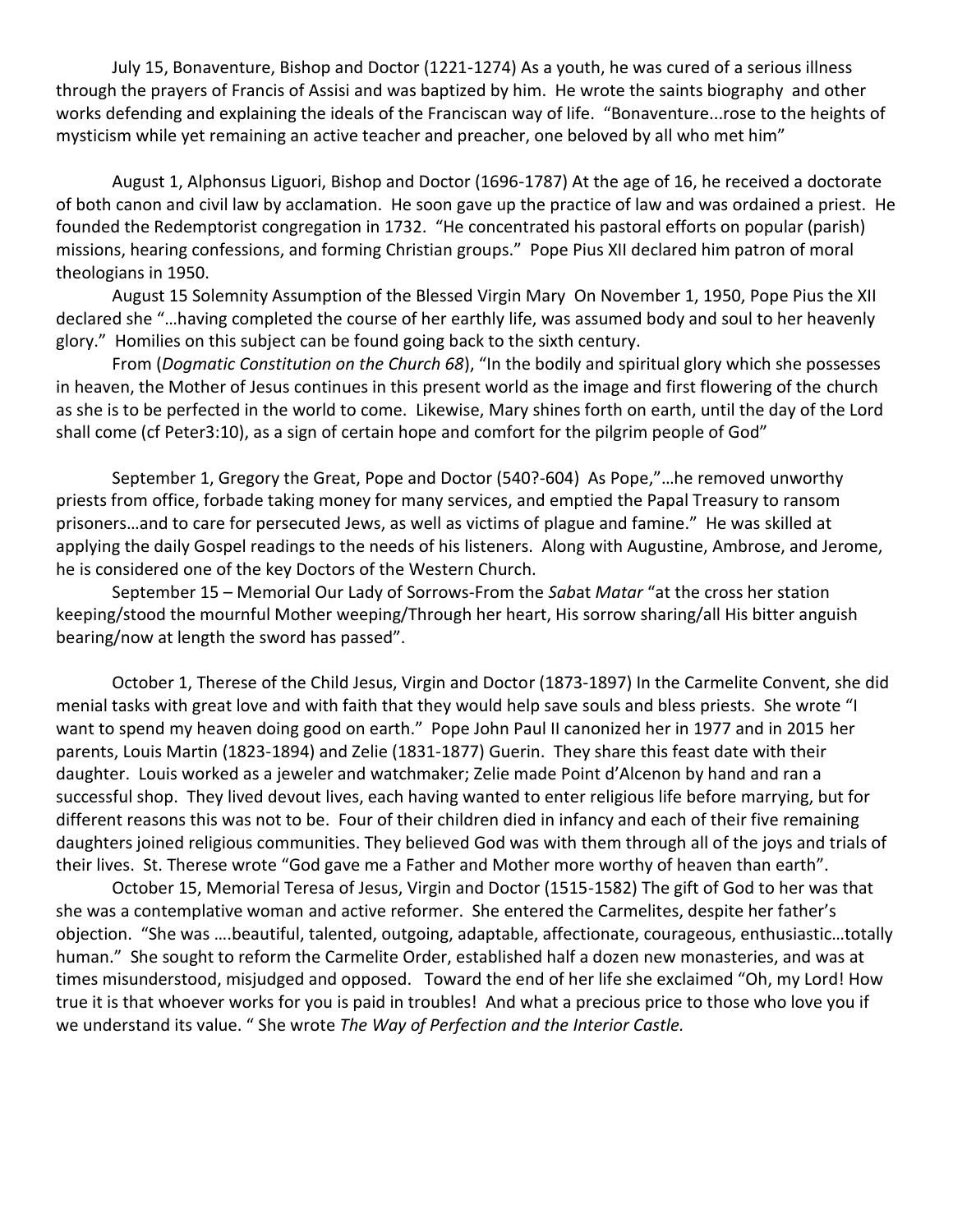July 15, Bonaventure, Bishop and Doctor (1221-1274) As a youth, he was cured of a serious illness through the prayers of Francis of Assisi and was baptized by him. He wrote the saints biography and other works defending and explaining the ideals of the Franciscan way of life. "Bonaventure...rose to the heights of mysticism while yet remaining an active teacher and preacher, one beloved by all who met him"

August 1, Alphonsus Liguori, Bishop and Doctor (1696-1787) At the age of 16, he received a doctorate of both canon and civil law by acclamation. He soon gave up the practice of law and was ordained a priest. He founded the Redemptorist congregation in 1732. "He concentrated his pastoral efforts on popular (parish) missions, hearing confessions, and forming Christian groups." Pope Pius XII declared him patron of moral theologians in 1950.

August 15 Solemnity Assumption of the Blessed Virgin Mary On November 1, 1950, Pope Pius the XII declared she "…having completed the course of her earthly life, was assumed body and soul to her heavenly glory." Homilies on this subject can be found going back to the sixth century.

From (*Dogmatic Constitution on the Church 68*), "In the bodily and spiritual glory which she possesses in heaven, the Mother of Jesus continues in this present world as the image and first flowering of the church as she is to be perfected in the world to come. Likewise, Mary shines forth on earth, until the day of the Lord shall come (cf Peter3:10), as a sign of certain hope and comfort for the pilgrim people of God"

September 1, Gregory the Great, Pope and Doctor (540?-604) As Pope,"…he removed unworthy priests from office, forbade taking money for many services, and emptied the Papal Treasury to ransom prisoners…and to care for persecuted Jews, as well as victims of plague and famine." He was skilled at applying the daily Gospel readings to the needs of his listeners. Along with Augustine, Ambrose, and Jerome, he is considered one of the key Doctors of the Western Church.

September 15 – Memorial Our Lady of Sorrows-From the *Sab*at *Matar* "at the cross her station keeping/stood the mournful Mother weeping/Through her heart, His sorrow sharing/all His bitter anguish bearing/now at length the sword has passed".

October 1, Therese of the Child Jesus, Virgin and Doctor (1873-1897) In the Carmelite Convent, she did menial tasks with great love and with faith that they would help save souls and bless priests. She wrote "I want to spend my heaven doing good on earth." Pope John Paul II canonized her in 1977 and in 2015 her parents, Louis Martin (1823-1894) and Zelie (1831-1877) Guerin. They share this feast date with their daughter. Louis worked as a jeweler and watchmaker; Zelie made Point d'Alcenon by hand and ran a successful shop. They lived devout lives, each having wanted to enter religious life before marrying, but for different reasons this was not to be. Four of their children died in infancy and each of their five remaining daughters joined religious communities. They believed God was with them through all of the joys and trials of their lives. St. Therese wrote "God gave me a Father and Mother more worthy of heaven than earth".

October 15, Memorial Teresa of Jesus, Virgin and Doctor (1515-1582) The gift of God to her was that she was a contemplative woman and active reformer. She entered the Carmelites, despite her father's objection. "She was ….beautiful, talented, outgoing, adaptable, affectionate, courageous, enthusiastic…totally human." She sought to reform the Carmelite Order, established half a dozen new monasteries, and was at times misunderstood, misjudged and opposed. Toward the end of her life she exclaimed "Oh, my Lord! How true it is that whoever works for you is paid in troubles! And what a precious price to those who love you if we understand its value. " She wrote *The Way of Perfection and the Interior Castle.*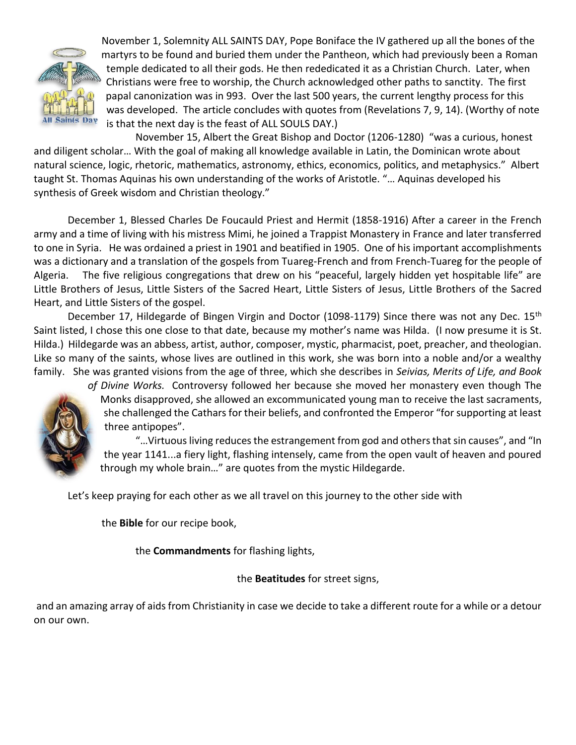November 1, Solemnity ALL SAINTS DAY, Pope Boniface the IV gathered up all the bones of the martyrs to be found and buried them under the Pantheon, which had previously been a Roman temple dedicated to all their gods. He then rededicated it as a Christian Church. Later, when Christians were free to worship, the Church acknowledged other paths to sanctity. The first papal canonization was in 993. Over the last 500 years, the current lengthy process for this was developed. The article concludes with quotes from (Revelations 7, 9, 14). (Worthy of note is that the next day is the feast of ALL SOULS DAY.)

November 15, Albert the Great Bishop and Doctor (1206-1280) "was a curious, honest and diligent scholar… With the goal of making all knowledge available in Latin, the Dominican wrote about natural science, logic, rhetoric, mathematics, astronomy, ethics, economics, politics, and metaphysics." Albert taught St. Thomas Aquinas his own understanding of the works of Aristotle. "… Aquinas developed his synthesis of Greek wisdom and Christian theology."

December 1, Blessed Charles De Foucauld Priest and Hermit (1858-1916) After a career in the French army and a time of living with his mistress Mimi, he joined a Trappist Monastery in France and later transferred to one in Syria. He was ordained a priest in 1901 and beatified in 1905. One of his important accomplishments was a dictionary and a translation of the gospels from Tuareg-French and from French-Tuareg for the people of Algeria. The five religious congregations that drew on his "peaceful, largely hidden yet hospitable life" are Little Brothers of Jesus, Little Sisters of the Sacred Heart, Little Sisters of Jesus, Little Brothers of the Sacred Heart, and Little Sisters of the gospel.

December 17, Hildegarde of Bingen Virgin and Doctor (1098-1179) Since there was not any Dec. 15th Saint listed, I chose this one close to that date, because my mother's name was Hilda. (I now presume it is St. Hilda.) Hildegarde was an abbess, artist, author, composer, mystic, pharmacist, poet, preacher, and theologian. Like so many of the saints, whose lives are outlined in this work, she was born into a noble and/or a wealthy family. She was granted visions from the age of three, which she describes in *Seivias, Merits of Life, and Book of Divine Works.* Controversy followed her because she moved her monastery even though The Monks disapproved, she allowed an excommunicated young man to receive the last sacraments, she challenged the Cathars for their beliefs, and confronted the Emperor "for supporting at least three antipopes".

"…Virtuous living reduces the estrangement from god and others that sin causes", and "In the year 1141...a fiery light, flashing intensely, came from the open vault of heaven and poured through my whole brain…" are quotes from the mystic Hildegarde.

Let's keep praying for each other as we all travel on this journey to the other side with

the **Bible** for our recipe book,

the **Commandments** for flashing lights,

the **Beatitudes** for street signs,

and an amazing array of aids from Christianity in case we decide to take a different route for a while or a detour on our own.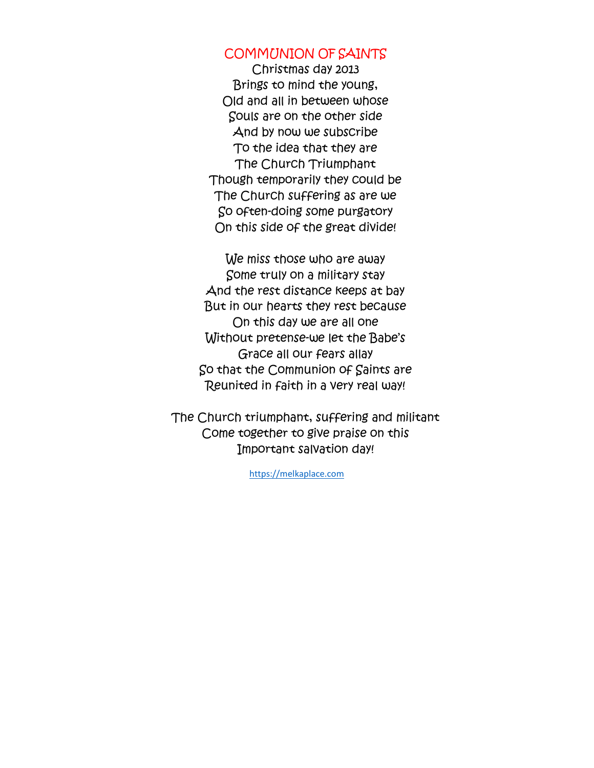# COMMUNION OF SAINTS

Christmas day 2013  
Brings to mind the young,  
Old and all in between whose  
Souls are on the other side  
And by now we subscribe  
To the idea that they are  
The Church Triumphant  
Though temporarily they could be  
The Church suffering as are we  
So often-doing some purgatory  
On this side of the great divide!

We miss those who are away  
Some truly on a military stay  
And the rest distance keeps at bay  
But in our hearts they rest because  
On this day we are all one  
Without pretense-we let the Babe's  
Grace all our fears allay  
So that the Communion of Saints are  
Reunited in faith in a very real way!

The Church triumphant, suffering and militant  
Come together to give praise on this  
Important salvation day!

[https://melkaplace.com](https://melkaplace.com)